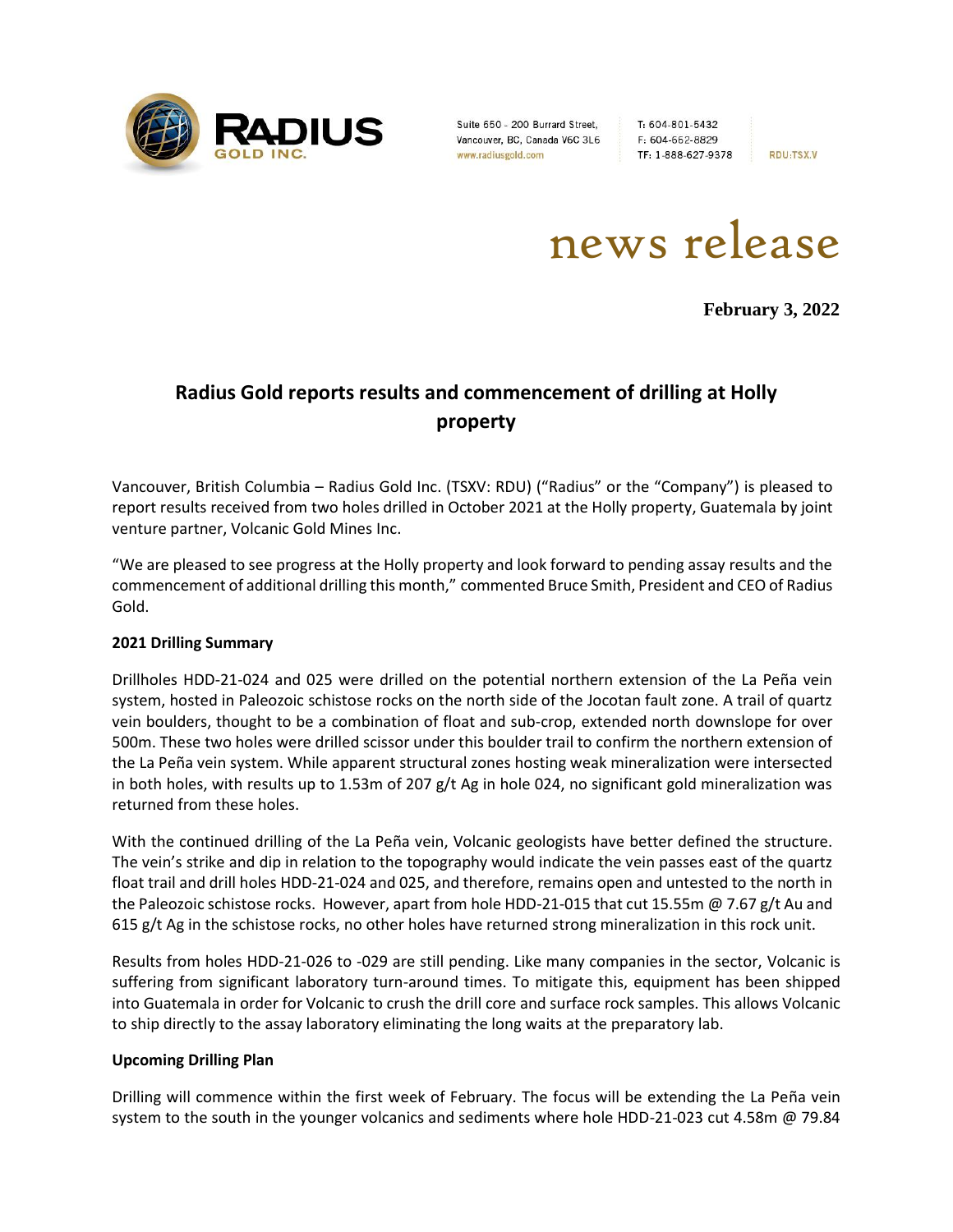Radius Gold Inc.

Suite 650 - 200 Burrard Street,
Vancouver, BC, Canada V6C 3L6
www.radiusgold.com

T: 604-801-5432
F: 604-662-8829
TF: 1-888-627-9378

RDU:TSX.V

news release

**February 3, 2022**

# Radius Gold reports results and commencement of drilling at Holly property

Vancouver, British Columbia – Radius Gold Inc. (TSXV: RDU) ("Radius" or the "Company") is pleased to report results received from two holes drilled in October 2021 at the Holly property, Guatemala by joint venture partner, Volcanic Gold Mines Inc.

"We are pleased to see progress at the Holly property and look forward to pending assay results and the commencement of additional drilling this month," commented Bruce Smith, President and CEO of Radius Gold.

**2021 Drilling Summary**

Drillholes HDD-21-024 and 025 were drilled on the potential northern extension of the La Peña vein system, hosted in Paleozoic schistose rocks on the north side of the Jocotan fault zone. A trail of quartz vein boulders, thought to be a combination of float and sub-crop, extended north downslope for over 500m. These two holes were drilled scissor under this boulder trail to confirm the northern extension of the La Peña vein system. While apparent structural zones hosting weak mineralization were intersected in both holes, with results up to 1.53m of 207 g/t Ag in hole 024, no significant gold mineralization was returned from these holes.

With the continued drilling of the La Peña vein, Volcanic geologists have better defined the structure. The vein's strike and dip in relation to the topography would indicate the vein passes east of the quartz float trail and drill holes HDD-21-024 and 025, and therefore, remains open and untested to the north in the Paleozoic schistose rocks. However, apart from hole HDD-21-015 that cut 15.55m @ 7.67 g/t Au and 615 g/t Ag in the schistose rocks, no other holes have returned strong mineralization in this rock unit.

Results from holes HDD-21-026 to -029 are still pending. Like many companies in the sector, Volcanic is suffering from significant laboratory turn-around times. To mitigate this, equipment has been shipped into Guatemala in order for Volcanic to crush the drill core and surface rock samples. This allows Volcanic to ship directly to the assay laboratory eliminating the long waits at the preparatory lab.

**Upcoming Drilling Plan**

Drilling will commence within the first week of February. The focus will be extending the La Peña vein system to the south in the younger volcanics and sediments where hole HDD-21-023 cut 4.58m @ 79.84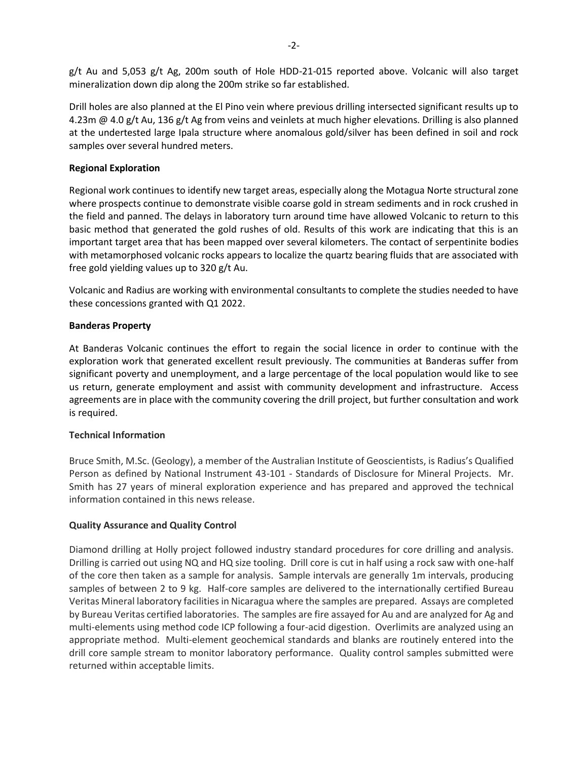g/t Au and 5,053 g/t Ag, 200m south of Hole HDD-21-015 reported above. Volcanic will also target mineralization down dip along the 200m strike so far established.

Drill holes are also planned at the El Pino vein where previous drilling intersected significant results up to 4.23m @ 4.0 g/t Au, 136 g/t Ag from veins and veinlets at much higher elevations. Drilling is also planned at the undertested large Ipala structure where anomalous gold/silver has been defined in soil and rock samples over several hundred meters.

**Regional Exploration**

Regional work continues to identify new target areas, especially along the Motagua Norte structural zone where prospects continue to demonstrate visible coarse gold in stream sediments and in rock crushed in the field and panned. The delays in laboratory turn around time have allowed Volcanic to return to this basic method that generated the gold rushes of old. Results of this work are indicating that this is an important target area that has been mapped over several kilometers. The contact of serpentinite bodies with metamorphosed volcanic rocks appears to localize the quartz bearing fluids that are associated with free gold yielding values up to 320 g/t Au.

Volcanic and Radius are working with environmental consultants to complete the studies needed to have these concessions granted with Q1 2022.

**Banderas Property**

At Banderas Volcanic continues the effort to regain the social licence in order to continue with the exploration work that generated excellent result previously. The communities at Banderas suffer from significant poverty and unemployment, and a large percentage of the local population would like to see us return, generate employment and assist with community development and infrastructure. Access agreements are in place with the community covering the drill project, but further consultation and work is required.

**Technical Information**

Bruce Smith, M.Sc. (Geology), a member of the Australian Institute of Geoscientists, is Radius's Qualified Person as defined by National Instrument 43-101 - Standards of Disclosure for Mineral Projects. Mr. Smith has 27 years of mineral exploration experience and has prepared and approved the technical information contained in this news release.

**Quality Assurance and Quality Control**

Diamond drilling at Holly project followed industry standard procedures for core drilling and analysis. Drilling is carried out using NQ and HQ size tooling. Drill core is cut in half using a rock saw with one-half of the core then taken as a sample for analysis. Sample intervals are generally 1m intervals, producing samples of between 2 to 9 kg. Half-core samples are delivered to the internationally certified Bureau Veritas Mineral laboratory facilities in Nicaragua where the samples are prepared. Assays are completed by Bureau Veritas certified laboratories. The samples are fire assayed for Au and are analyzed for Ag and multi-elements using method code ICP following a four-acid digestion. Overlimits are analyzed using an appropriate method. Multi-element geochemical standards and blanks are routinely entered into the drill core sample stream to monitor laboratory performance. Quality control samples submitted were returned within acceptable limits.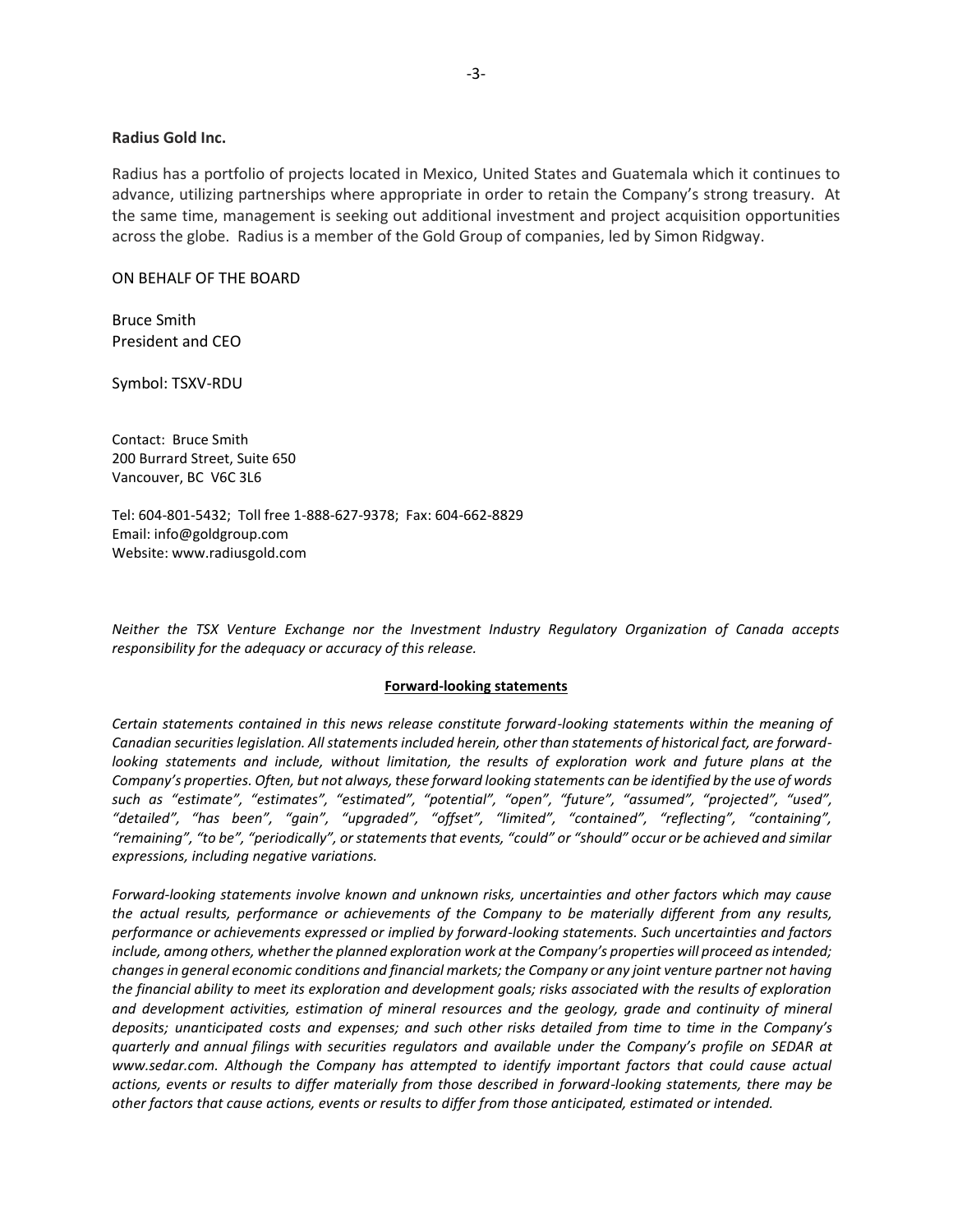**Radius Gold Inc.**

Radius has a portfolio of projects located in Mexico, United States and Guatemala which it continues to advance, utilizing partnerships where appropriate in order to retain the Company's strong treasury. At the same time, management is seeking out additional investment and project acquisition opportunities across the globe. Radius is a member of the Gold Group of companies, led by Simon Ridgway.

ON BEHALF OF THE BOARD

Bruce Smith
President and CEO

Symbol: TSXV-RDU

Contact: Bruce Smith
200 Burrard Street, Suite 650
Vancouver, BC V6C 3L6

Tel: 604-801-5432; Toll free 1-888-627-9378; Fax: 604-662-8829
Email: info@goldgroup.com
Website: www.radiusgold.com

*Neither the TSX Venture Exchange nor the Investment Industry Regulatory Organization of Canada accepts responsibility for the adequacy or accuracy of this release.*

**Forward-looking statements**

*Certain statements contained in this news release constitute forward-looking statements within the meaning of Canadian securities legislation. All statements included herein, other than statements of historical fact, are forward-looking statements and include, without limitation, the results of exploration work and future plans at the Company's properties. Often, but not always, these forward looking statements can be identified by the use of words such as "estimate", "estimates", "estimated", "potential", "open", "future", "assumed", "projected", "used", "detailed", "has been", "gain", "upgraded", "offset", "limited", "contained", "reflecting", "containing", "remaining", "to be", "periodically", or statements that events, "could" or "should" occur or be achieved and similar expressions, including negative variations.*

*Forward-looking statements involve known and unknown risks, uncertainties and other factors which may cause the actual results, performance or achievements of the Company to be materially different from any results, performance or achievements expressed or implied by forward-looking statements. Such uncertainties and factors include, among others, whether the planned exploration work at the Company's properties will proceed as intended; changes in general economic conditions and financial markets; the Company or any joint venture partner not having the financial ability to meet its exploration and development goals; risks associated with the results of exploration and development activities, estimation of mineral resources and the geology, grade and continuity of mineral deposits; unanticipated costs and expenses; and such other risks detailed from time to time in the Company's quarterly and annual filings with securities regulators and available under the Company's profile on SEDAR at www.sedar.com. Although the Company has attempted to identify important factors that could cause actual actions, events or results to differ materially from those described in forward-looking statements, there may be other factors that cause actions, events or results to differ from those anticipated, estimated or intended.*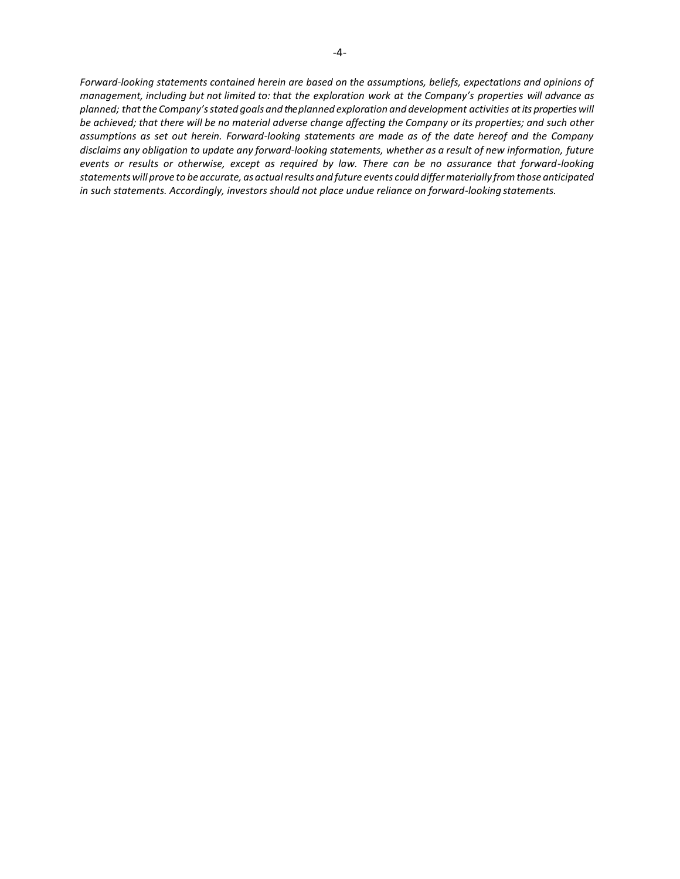*Forward-looking statements contained herein are based on the assumptions, beliefs, expectations and opinions of management, including but not limited to: that the exploration work at the Company's properties will advance as planned; that the Company's stated goals and the planned exploration and development activities at its properties will be achieved; that there will be no material adverse change affecting the Company or its properties; and such other assumptions as set out herein. Forward-looking statements are made as of the date hereof and the Company disclaims any obligation to update any forward-looking statements, whether as a result of new information, future events or results or otherwise, except as required by law. There can be no assurance that forward-looking statements will prove to be accurate, as actual results and future events could differ materially from those anticipated in such statements. Accordingly, investors should not place undue reliance on forward-looking statements.*